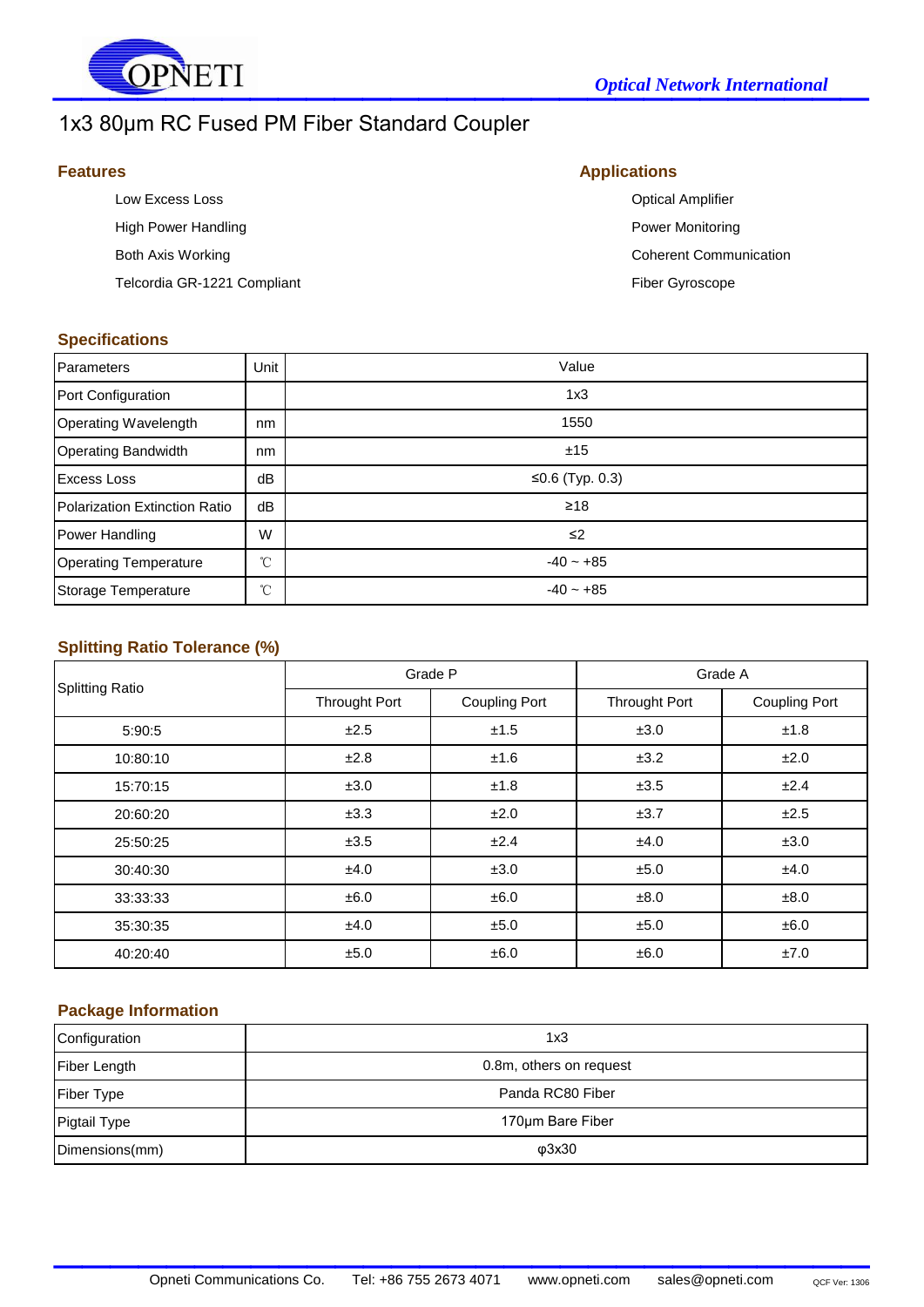# 1x3 80μm RC Fused PM Fiber Standard Coupler

## Features

- Low Excess Loss
- High Power Handling
- Both Axis Working
- Telcordia GR-1221 Compliant

## Applications

- Optical Amplifier
- Power Monitoring
- Coherent Communication
- Fiber Gyroscope

## Specifications

| Parameters | Unit | Value |
|---|---|---|
| Port Configuration | | 1x3 |
| Operating Wavelength | nm | 1550 |
| Operating Bandwidth | nm | ±15 |
| Excess Loss | dB | ≤0.6 (Typ. 0.3) |
| Polarization Extinction Ratio | dB | ≥18 |
| Power Handling | W | ≤2 |
| Operating Temperature | ℃ | -40 ~ +85 |
| Storage Temperature | ℃ | -40 ~ +85 |

## Splitting Ratio Tolerance (%)

| Splitting Ratio | Grade P | | Grade A | |
|---|---|---|---|---|
| | Throught Port | Coupling Port | Throught Port | Coupling Port |
| 5:90:5 | ±2.5 | ±1.5 | ±3.0 | ±1.8 |
| 10:80:10 | ±2.8 | ±1.6 | ±3.2 | ±2.0 |
| 15:70:15 | ±3.0 | ±1.8 | ±3.5 | ±2.4 |
| 20:60:20 | ±3.3 | ±2.0 | ±3.7 | ±2.5 |
| 25:50:25 | ±3.5 | ±2.4 | ±4.0 | ±3.0 |
| 30:40:30 | ±4.0 | ±3.0 | ±5.0 | ±4.0 |
| 33:33:33 | ±6.0 | ±6.0 | ±8.0 | ±8.0 |
| 35:30:35 | ±4.0 | ±5.0 | ±5.0 | ±6.0 |
| 40:20:40 | ±5.0 | ±6.0 | ±6.0 | ±7.0 |

## Package Information

| Configuration | 1x3 |
|---|---|
| Fiber Length | 0.8m, others on request |
| Fiber Type | Panda RC80 Fiber |
| Pigtail Type | 170μm Bare Fiber |
| Dimensions(mm) | φ3x30 |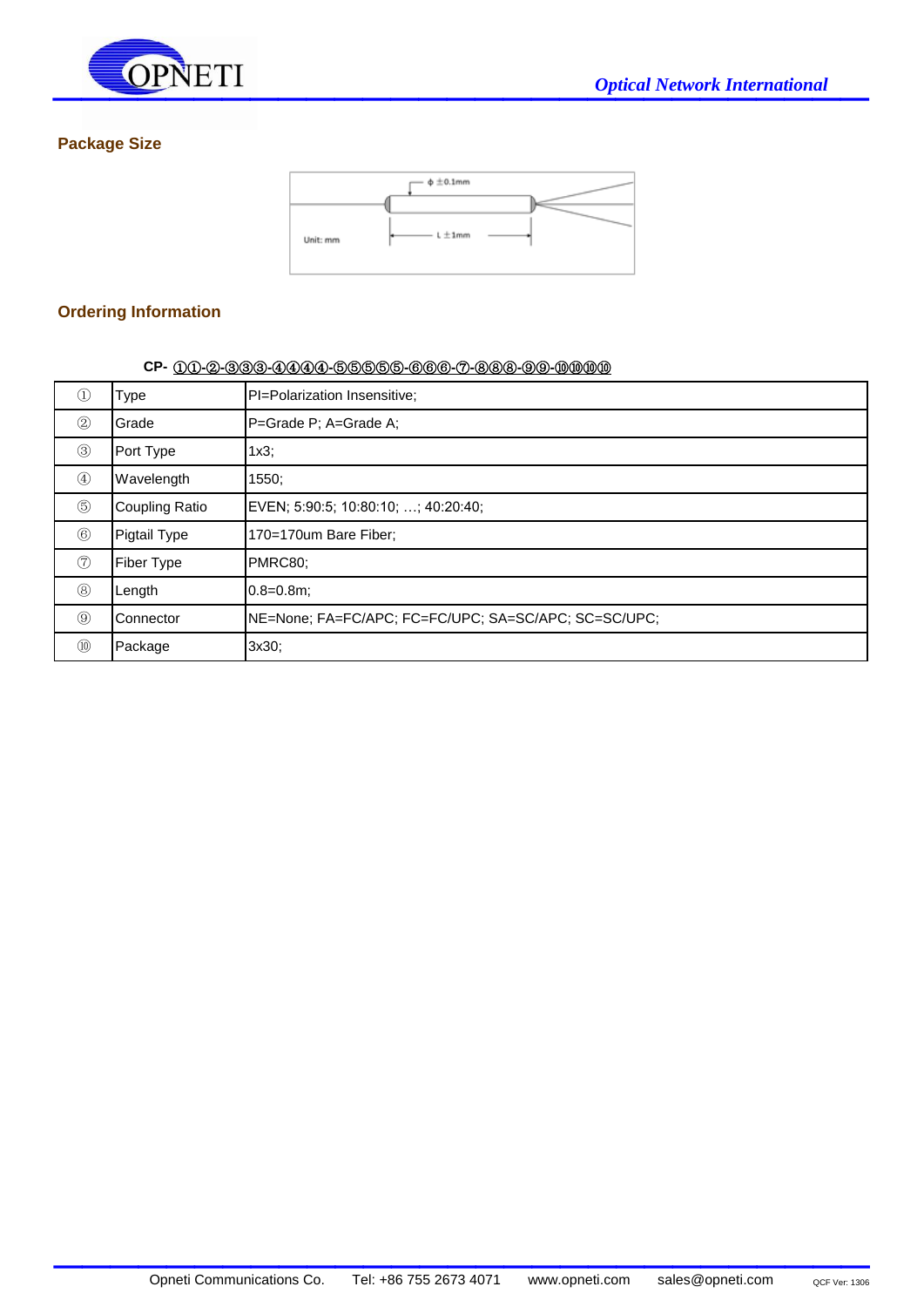## Package Size

φ ±0.1mm

L ±1mm

Unit: mm

## Ordering Information

**CP- ①①-②-③③③-④④④④-⑤⑤⑤⑤⑤-⑥⑥⑥-⑦-⑧⑧⑧-⑨⑨-⑩⑩⑩⑩**

| | | |
|---|---|---|
| ① | Type | PI=Polarization Insensitive; |
| ② | Grade | P=Grade P; A=Grade A; |
| ③ | Port Type | 1x3; |
| ④ | Wavelength | 1550; |
| ⑤ | Coupling Ratio | EVEN; 5:90:5; 10:80:10; …; 40:20:40; |
| ⑥ | Pigtail Type | 170=170um Bare Fiber; |
| ⑦ | Fiber Type | PMRC80; |
| ⑧ | Length | 0.8=0.8m; |
| ⑨ | Connector | NE=None; FA=FC/APC; FC=FC/UPC; SA=SC/APC; SC=SC/UPC; |
| ⑩ | Package | 3x30; |